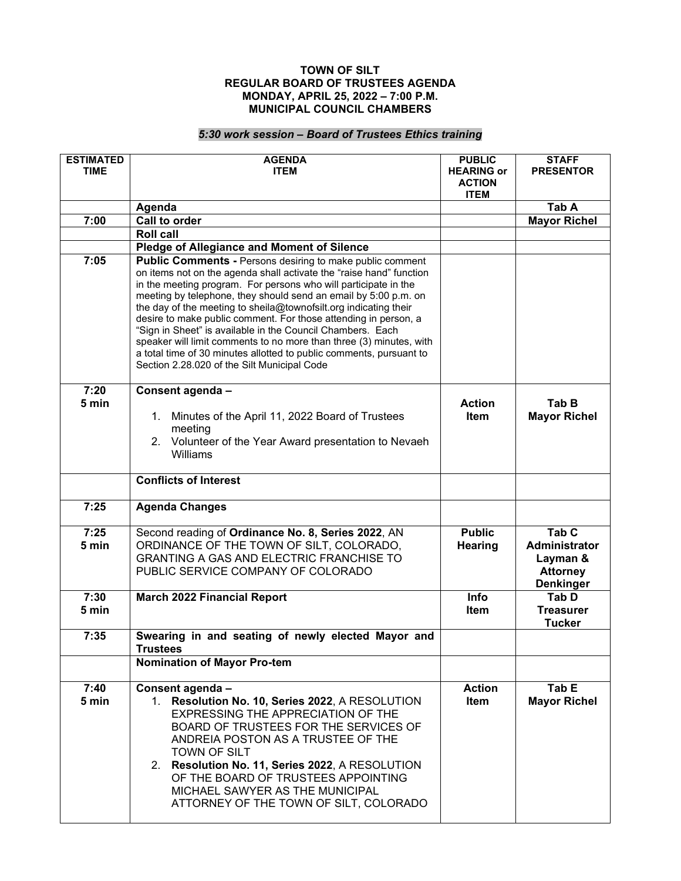**TOWN OF SILT**
**REGULAR BOARD OF TRUSTEES AGENDA**
**MONDAY, APRIL 25, 2022 – 7:00 P.M.**
**MUNICIPAL COUNCIL CHAMBERS**

***5:30 work session – Board of Trustees Ethics training***

| ESTIMATED TIME | AGENDA ITEM | PUBLIC HEARING or ACTION ITEM | STAFF PRESENTOR |
|---|---|---|---|
| | **Agenda** | | **Tab A** |
| **7:00** | **Call to order** | | **Mayor Richel** |
| | **Roll call** | | |
| | **Pledge of Allegiance and Moment of Silence** | | |
| **7:05** | **Public Comments -** Persons desiring to make public comment on items not on the agenda shall activate the "raise hand" function in the meeting program. For persons who will participate in the meeting by telephone, they should send an email by 5:00 p.m. on the day of the meeting to sheila@townofsilt.org indicating their desire to make public comment. For those attending in person, a "Sign in Sheet" is available in the Council Chambers. Each speaker will limit comments to no more than three (3) minutes, with a total time of 30 minutes allotted to public comments, pursuant to Section 2.28.020 of the Silt Municipal Code | | |
| **7:20** **5 min** | **Consent agenda –** 1. Minutes of the April 11, 2022 Board of Trustees meeting 2. Volunteer of the Year Award presentation to Nevaeh Williams | **Action Item** | **Tab B** **Mayor Richel** |
| | **Conflicts of Interest** | | |
| **7:25** | **Agenda Changes** | | |
| **7:25** **5 min** | Second reading of **Ordinance No. 8, Series 2022**, AN ORDINANCE OF THE TOWN OF SILT, COLORADO, GRANTING A GAS AND ELECTRIC FRANCHISE TO PUBLIC SERVICE COMPANY OF COLORADO | **Public Hearing** | **Tab C** **Administrator Layman & Attorney Denkinger** |
| **7:30** **5 min** | **March 2022 Financial Report** | **Info Item** | **Tab D** **Treasurer Tucker** |
| **7:35** | **Swearing in and seating of newly elected Mayor and Trustees** | | |
| | **Nomination of Mayor Pro-tem** | | |
| **7:40** **5 min** | **Consent agenda –** 1. **Resolution No. 10, Series 2022**, A RESOLUTION EXPRESSING THE APPRECIATION OF THE BOARD OF TRUSTEES FOR THE SERVICES OF ANDREIA POSTON AS A TRUSTEE OF THE TOWN OF SILT 2. **Resolution No. 11, Series 2022**, A RESOLUTION OF THE BOARD OF TRUSTEES APPOINTING MICHAEL SAWYER AS THE MUNICIPAL ATTORNEY OF THE TOWN OF SILT, COLORADO | **Action Item** | **Tab E** **Mayor Richel** |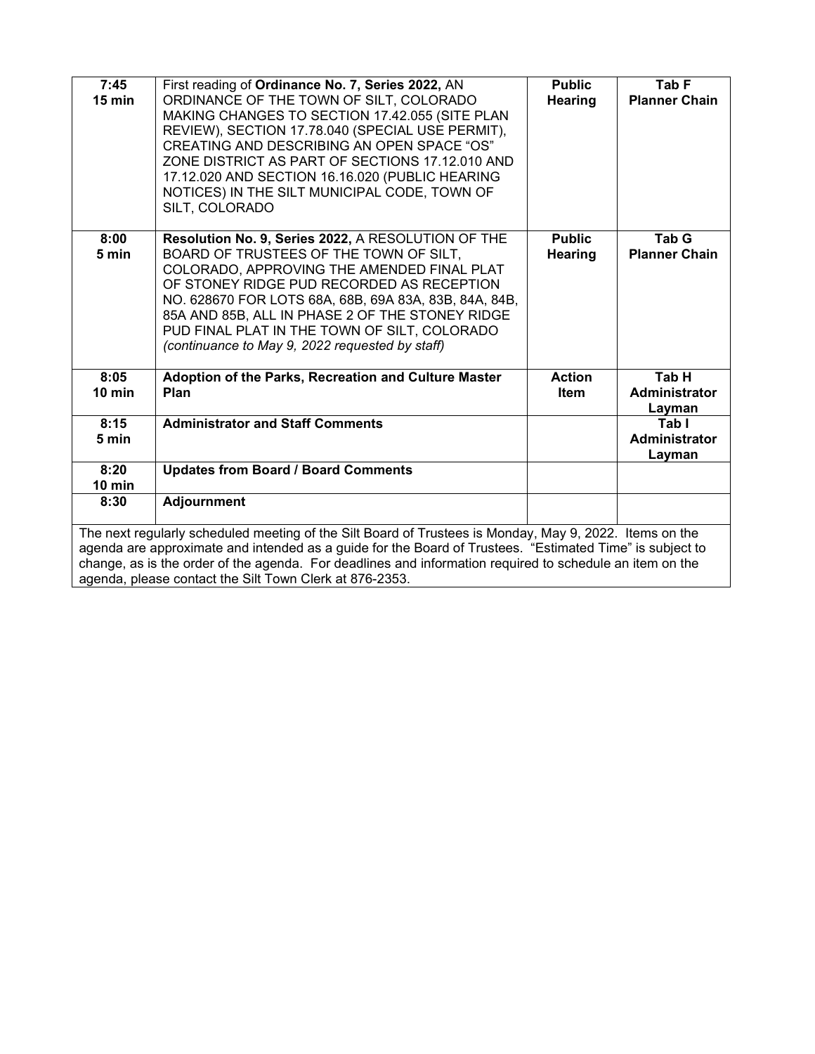| | | | |
|---|---|---|---|
| **7:45**<br>**15 min** | First reading of **Ordinance No. 7, Series 2022,** AN ORDINANCE OF THE TOWN OF SILT, COLORADO MAKING CHANGES TO SECTION 17.42.055 (SITE PLAN REVIEW), SECTION 17.78.040 (SPECIAL USE PERMIT), CREATING AND DESCRIBING AN OPEN SPACE "OS" ZONE DISTRICT AS PART OF SECTIONS 17.12.010 AND 17.12.020 AND SECTION 16.16.020 (PUBLIC HEARING NOTICES) IN THE SILT MUNICIPAL CODE, TOWN OF SILT, COLORADO | **Public Hearing** | **Tab F**<br>**Planner Chain** |
| **8:00**<br>**5 min** | **Resolution No. 9, Series 2022,** A RESOLUTION OF THE BOARD OF TRUSTEES OF THE TOWN OF SILT, COLORADO, APPROVING THE AMENDED FINAL PLAT OF STONEY RIDGE PUD RECORDED AS RECEPTION NO. 628670 FOR LOTS 68A, 68B, 69A 83A, 83B, 84A, 84B, 85A AND 85B, ALL IN PHASE 2 OF THE STONEY RIDGE PUD FINAL PLAT IN THE TOWN OF SILT, COLORADO *(continuance to May 9, 2022 requested by staff)* | **Public Hearing** | **Tab G**<br>**Planner Chain** |
| **8:05**<br>**10 min** | **Adoption of the Parks, Recreation and Culture Master Plan** | **Action Item** | **Tab H**<br>**Administrator Layman** |
| **8:15**<br>**5 min** | **Administrator and Staff Comments** | | **Tab I**<br>**Administrator Layman** |
| **8:20**<br>**10 min** | **Updates from Board / Board Comments** | | |
| **8:30** | **Adjournment** | | |

The next regularly scheduled meeting of the Silt Board of Trustees is Monday, May 9, 2022. Items on the agenda are approximate and intended as a guide for the Board of Trustees. "Estimated Time" is subject to change, as is the order of the agenda. For deadlines and information required to schedule an item on the agenda, please contact the Silt Town Clerk at 876-2353.